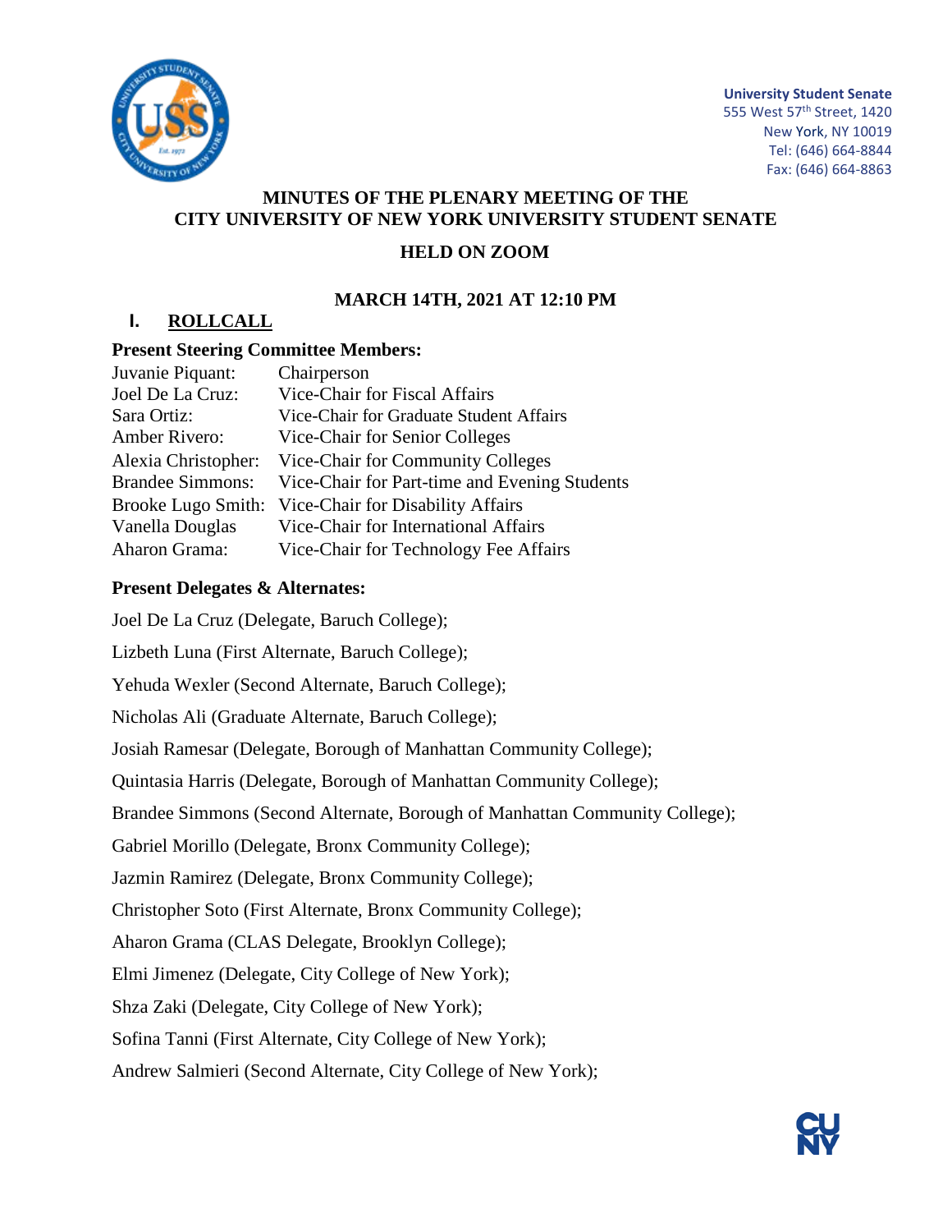University Student Senate
555 West 57th Street, 1420
New York, NY 10019
Tel: (646) 664-8844
Fax: (646) 664-8863

# MINUTES OF THE PLENARY MEETING OF THE CITY UNIVERSITY OF NEW YORK UNIVERSITY STUDENT SENATE

## HELD ON ZOOM

### MARCH 14TH, 2021 AT 12:10 PM

## I. ROLLCALL

**Present Steering Committee Members:**

| | |
|---|---|
| Juvanie Piquant: | Chairperson |
| Joel De La Cruz: | Vice-Chair for Fiscal Affairs |
| Sara Ortiz: | Vice-Chair for Graduate Student Affairs |
| Amber Rivero: | Vice-Chair for Senior Colleges |
| Alexia Christopher: | Vice-Chair for Community Colleges |
| Brandee Simmons: | Vice-Chair for Part-time and Evening Students |
| Brooke Lugo Smith: | Vice-Chair for Disability Affairs |
| Vanella Douglas | Vice-Chair for International Affairs |
| Aharon Grama: | Vice-Chair for Technology Fee Affairs |

**Present Delegates & Alternates:**

Joel De La Cruz (Delegate, Baruch College);

Lizbeth Luna (First Alternate, Baruch College);

Yehuda Wexler (Second Alternate, Baruch College);

Nicholas Ali (Graduate Alternate, Baruch College);

Josiah Ramesar (Delegate, Borough of Manhattan Community College);

Quintasia Harris (Delegate, Borough of Manhattan Community College);

Brandee Simmons (Second Alternate, Borough of Manhattan Community College);

Gabriel Morillo (Delegate, Bronx Community College);

Jazmin Ramirez (Delegate, Bronx Community College);

Christopher Soto (First Alternate, Bronx Community College);

Aharon Grama (CLAS Delegate, Brooklyn College);

Elmi Jimenez (Delegate, City College of New York);

Shza Zaki (Delegate, City College of New York);

Sofina Tanni (First Alternate, City College of New York);

Andrew Salmieri (Second Alternate, City College of New York);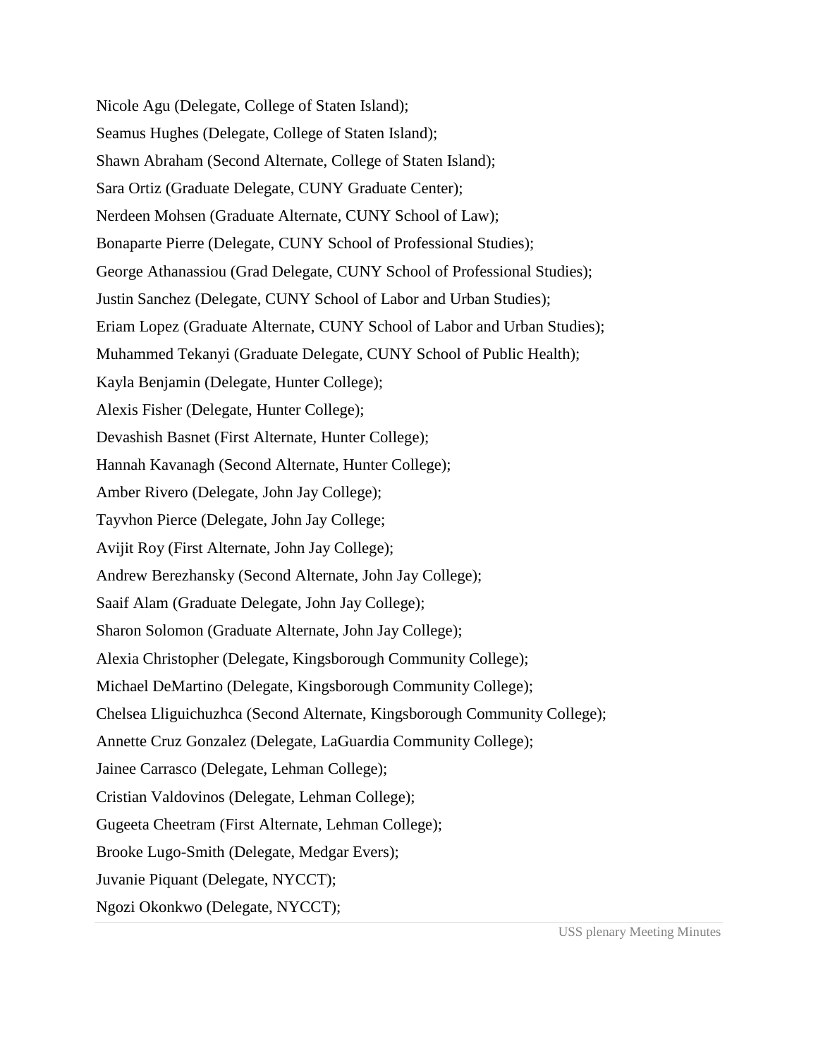Nicole Agu (Delegate, College of Staten Island);

Seamus Hughes (Delegate, College of Staten Island);

Shawn Abraham (Second Alternate, College of Staten Island);

Sara Ortiz (Graduate Delegate, CUNY Graduate Center);

Nerdeen Mohsen (Graduate Alternate, CUNY School of Law);

Bonaparte Pierre (Delegate, CUNY School of Professional Studies);

George Athanassiou (Grad Delegate, CUNY School of Professional Studies);

Justin Sanchez (Delegate, CUNY School of Labor and Urban Studies);

Eriam Lopez (Graduate Alternate, CUNY School of Labor and Urban Studies);

Muhammed Tekanyi (Graduate Delegate, CUNY School of Public Health);

Kayla Benjamin (Delegate, Hunter College);

Alexis Fisher (Delegate, Hunter College);

Devashish Basnet (First Alternate, Hunter College);

Hannah Kavanagh (Second Alternate, Hunter College);

Amber Rivero (Delegate, John Jay College);

Tayvhon Pierce (Delegate, John Jay College;

Avijit Roy (First Alternate, John Jay College);

Andrew Berezhansky (Second Alternate, John Jay College);

Saaif Alam (Graduate Delegate, John Jay College);

Sharon Solomon (Graduate Alternate, John Jay College);

Alexia Christopher (Delegate, Kingsborough Community College);

Michael DeMartino (Delegate, Kingsborough Community College);

Chelsea Lliguichuzhca (Second Alternate, Kingsborough Community College);

Annette Cruz Gonzalez (Delegate, LaGuardia Community College);

Jainee Carrasco (Delegate, Lehman College);

Cristian Valdovinos (Delegate, Lehman College);

Gugeeta Cheetram (First Alternate, Lehman College);

Brooke Lugo-Smith (Delegate, Medgar Evers);

Juvanie Piquant (Delegate, NYCCT);

Ngozi Okonkwo (Delegate, NYCCT);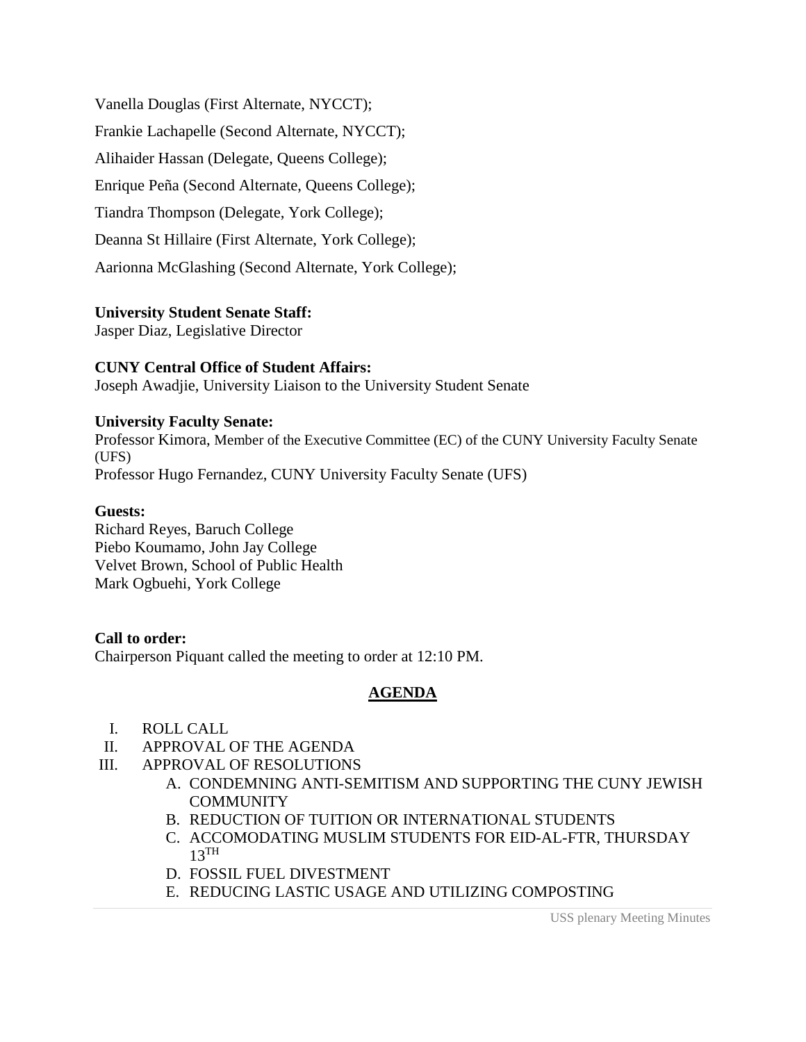Vanella Douglas (First Alternate, NYCCT);

Frankie Lachapelle (Second Alternate, NYCCT);

Alihaider Hassan (Delegate, Queens College);

Enrique Peña (Second Alternate, Queens College);

Tiandra Thompson (Delegate, York College);

Deanna St Hillaire (First Alternate, York College);

Aarionna McGlashing (Second Alternate, York College);

**University Student Senate Staff:**
Jasper Diaz, Legislative Director

**CUNY Central Office of Student Affairs:**
Joseph Awadjie, University Liaison to the University Student Senate

**University Faculty Senate:**
Professor Kimora, Member of the Executive Committee (EC) of the CUNY University Faculty Senate (UFS)
Professor Hugo Fernandez, CUNY University Faculty Senate (UFS)

**Guests:**
Richard Reyes, Baruch College
Piebo Koumamo, John Jay College
Velvet Brown, School of Public Health
Mark Ogbuehi, York College

**Call to order:**
Chairperson Piquant called the meeting to order at 12:10 PM.

## AGENDA

I. ROLL CALL
II. APPROVAL OF THE AGENDA
III. APPROVAL OF RESOLUTIONS
   A. CONDEMNING ANTI-SEMITISM AND SUPPORTING THE CUNY JEWISH COMMUNITY
   B. REDUCTION OF TUITION OR INTERNATIONAL STUDENTS
   C. ACCOMODATING MUSLIM STUDENTS FOR EID-AL-FTR, THURSDAY 13TH
   D. FOSSIL FUEL DIVESTMENT
   E. REDUCING LASTIC USAGE AND UTILIZING COMPOSTING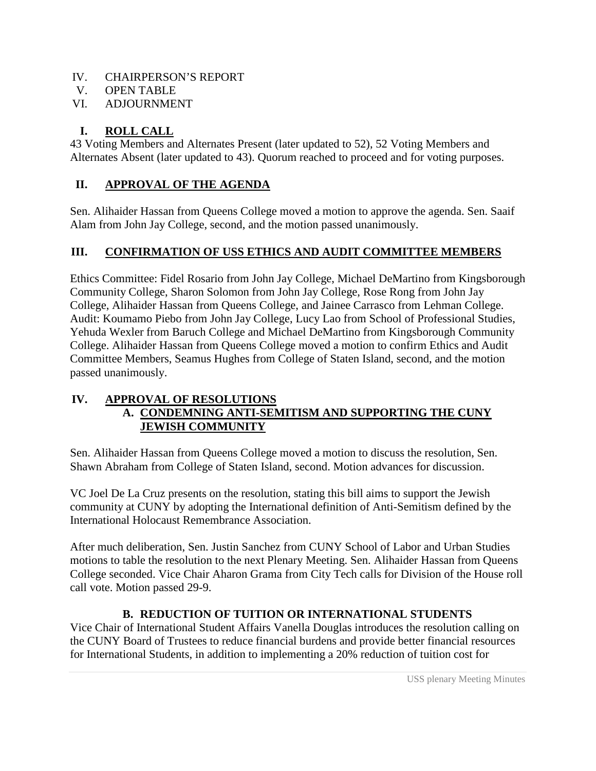IV. CHAIRPERSON'S REPORT
V. OPEN TABLE
VI. ADJOURNMENT

## I. ROLL CALL

43 Voting Members and Alternates Present (later updated to 52), 52 Voting Members and Alternates Absent (later updated to 43). Quorum reached to proceed and for voting purposes.

## II. APPROVAL OF THE AGENDA

Sen. Alihaider Hassan from Queens College moved a motion to approve the agenda. Sen. Saaif Alam from John Jay College, second, and the motion passed unanimously.

## III. CONFIRMATION OF USS ETHICS AND AUDIT COMMITTEE MEMBERS

Ethics Committee: Fidel Rosario from John Jay College, Michael DeMartino from Kingsborough Community College, Sharon Solomon from John Jay College, Rose Rong from John Jay College, Alihaider Hassan from Queens College, and Jainee Carrasco from Lehman College. Audit: Koumamo Piebo from John Jay College, Lucy Lao from School of Professional Studies, Yehuda Wexler from Baruch College and Michael DeMartino from Kingsborough Community College. Alihaider Hassan from Queens College moved a motion to confirm Ethics and Audit Committee Members, Seamus Hughes from College of Staten Island, second, and the motion passed unanimously.

## IV. APPROVAL OF RESOLUTIONS

### A. CONDEMNING ANTI-SEMITISM AND SUPPORTING THE CUNY JEWISH COMMUNITY

Sen. Alihaider Hassan from Queens College moved a motion to discuss the resolution, Sen. Shawn Abraham from College of Staten Island, second. Motion advances for discussion.

VC Joel De La Cruz presents on the resolution, stating this bill aims to support the Jewish community at CUNY by adopting the International definition of Anti-Semitism defined by the International Holocaust Remembrance Association.

After much deliberation, Sen. Justin Sanchez from CUNY School of Labor and Urban Studies motions to table the resolution to the next Plenary Meeting. Sen. Alihaider Hassan from Queens College seconded. Vice Chair Aharon Grama from City Tech calls for Division of the House roll call vote. Motion passed 29-9.

### B. REDUCTION OF TUITION OR INTERNATIONAL STUDENTS

Vice Chair of International Student Affairs Vanella Douglas introduces the resolution calling on the CUNY Board of Trustees to reduce financial burdens and provide better financial resources for International Students, in addition to implementing a 20% reduction of tuition cost for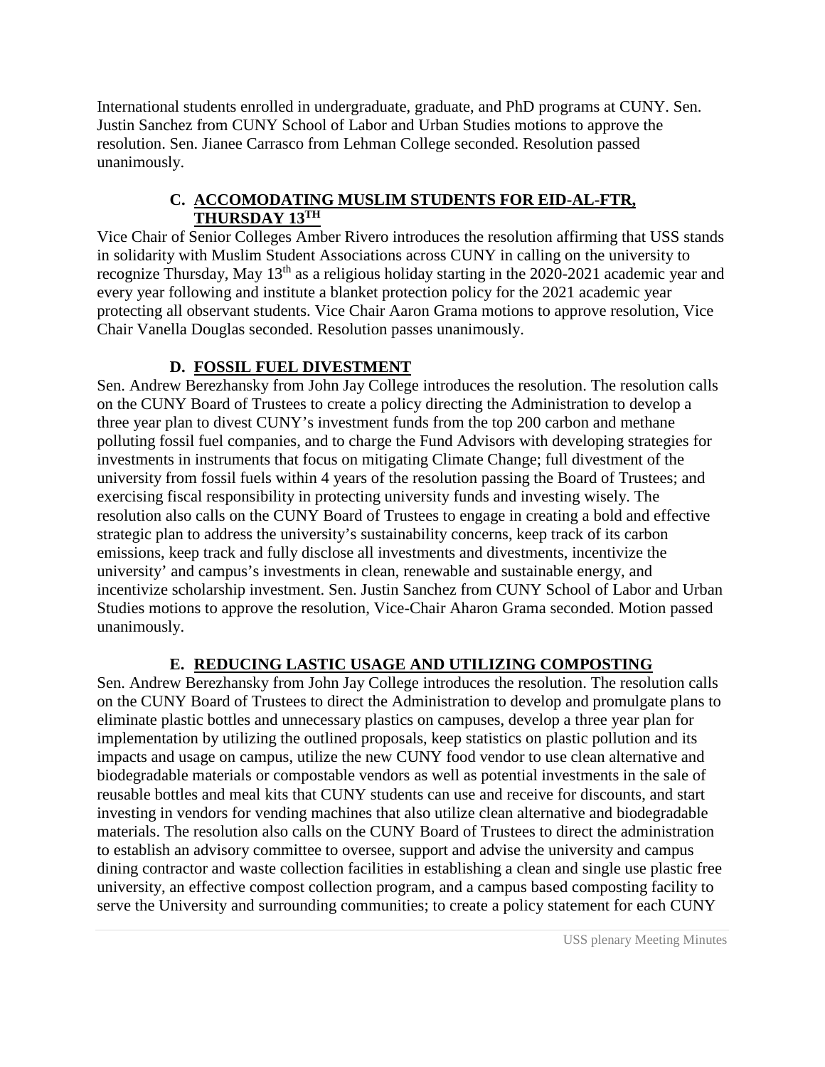International students enrolled in undergraduate, graduate, and PhD programs at CUNY. Sen. Justin Sanchez from CUNY School of Labor and Urban Studies motions to approve the resolution. Sen. Jianee Carrasco from Lehman College seconded. Resolution passed unanimously.

### C. ACCOMODATING MUSLIM STUDENTS FOR EID-AL-FTR, THURSDAY 13TH

Vice Chair of Senior Colleges Amber Rivero introduces the resolution affirming that USS stands in solidarity with Muslim Student Associations across CUNY in calling on the university to recognize Thursday, May 13th as a religious holiday starting in the 2020-2021 academic year and every year following and institute a blanket protection policy for the 2021 academic year protecting all observant students. Vice Chair Aaron Grama motions to approve resolution, Vice Chair Vanella Douglas seconded. Resolution passes unanimously.

### D. FOSSIL FUEL DIVESTMENT

Sen. Andrew Berezhansky from John Jay College introduces the resolution. The resolution calls on the CUNY Board of Trustees to create a policy directing the Administration to develop a three year plan to divest CUNY's investment funds from the top 200 carbon and methane polluting fossil fuel companies, and to charge the Fund Advisors with developing strategies for investments in instruments that focus on mitigating Climate Change; full divestment of the university from fossil fuels within 4 years of the resolution passing the Board of Trustees; and exercising fiscal responsibility in protecting university funds and investing wisely. The resolution also calls on the CUNY Board of Trustees to engage in creating a bold and effective strategic plan to address the university's sustainability concerns, keep track of its carbon emissions, keep track and fully disclose all investments and divestments, incentivize the university' and campus's investments in clean, renewable and sustainable energy, and incentivize scholarship investment. Sen. Justin Sanchez from CUNY School of Labor and Urban Studies motions to approve the resolution, Vice-Chair Aharon Grama seconded. Motion passed unanimously.

### E. REDUCING LASTIC USAGE AND UTILIZING COMPOSTING

Sen. Andrew Berezhansky from John Jay College introduces the resolution. The resolution calls on the CUNY Board of Trustees to direct the Administration to develop and promulgate plans to eliminate plastic bottles and unnecessary plastics on campuses, develop a three year plan for implementation by utilizing the outlined proposals, keep statistics on plastic pollution and its impacts and usage on campus, utilize the new CUNY food vendor to use clean alternative and biodegradable materials or compostable vendors as well as potential investments in the sale of reusable bottles and meal kits that CUNY students can use and receive for discounts, and start investing in vendors for vending machines that also utilize clean alternative and biodegradable materials. The resolution also calls on the CUNY Board of Trustees to direct the administration to establish an advisory committee to oversee, support and advise the university and campus dining contractor and waste collection facilities in establishing a clean and single use plastic free university, an effective compost collection program, and a campus based composting facility to serve the University and surrounding communities; to create a policy statement for each CUNY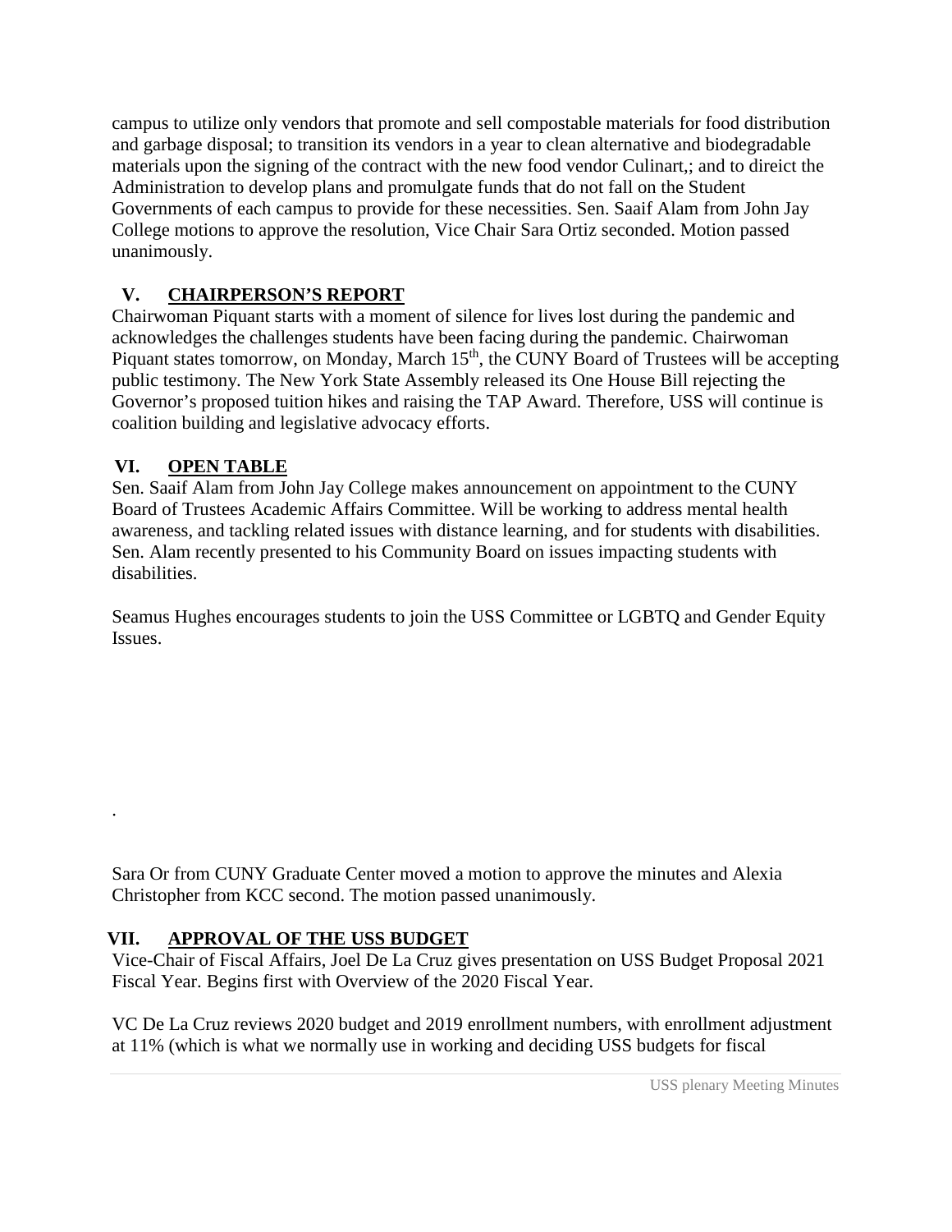campus to utilize only vendors that promote and sell compostable materials for food distribution and garbage disposal; to transition its vendors in a year to clean alternative and biodegradable materials upon the signing of the contract with the new food vendor Culinart,; and to direict the Administration to develop plans and promulgate funds that do not fall on the Student Governments of each campus to provide for these necessities. Sen. Saaif Alam from John Jay College motions to approve the resolution, Vice Chair Sara Ortiz seconded. Motion passed unanimously.

## V. CHAIRPERSON'S REPORT

Chairwoman Piquant starts with a moment of silence for lives lost during the pandemic and acknowledges the challenges students have been facing during the pandemic. Chairwoman Piquant states tomorrow, on Monday, March 15th, the CUNY Board of Trustees will be accepting public testimony. The New York State Assembly released its One House Bill rejecting the Governor's proposed tuition hikes and raising the TAP Award. Therefore, USS will continue is coalition building and legislative advocacy efforts.

## VI. OPEN TABLE

Sen. Saaif Alam from John Jay College makes announcement on appointment to the CUNY Board of Trustees Academic Affairs Committee. Will be working to address mental health awareness, and tackling related issues with distance learning, and for students with disabilities. Sen. Alam recently presented to his Community Board on issues impacting students with disabilities.

Seamus Hughes encourages students to join the USS Committee or LGBTQ and Gender Equity Issues.

.

Sara Or from CUNY Graduate Center moved a motion to approve the minutes and Alexia Christopher from KCC second. The motion passed unanimously.

## VII. APPROVAL OF THE USS BUDGET

Vice-Chair of Fiscal Affairs, Joel De La Cruz gives presentation on USS Budget Proposal 2021 Fiscal Year. Begins first with Overview of the 2020 Fiscal Year.

VC De La Cruz reviews 2020 budget and 2019 enrollment numbers, with enrollment adjustment at 11% (which is what we normally use in working and deciding USS budgets for fiscal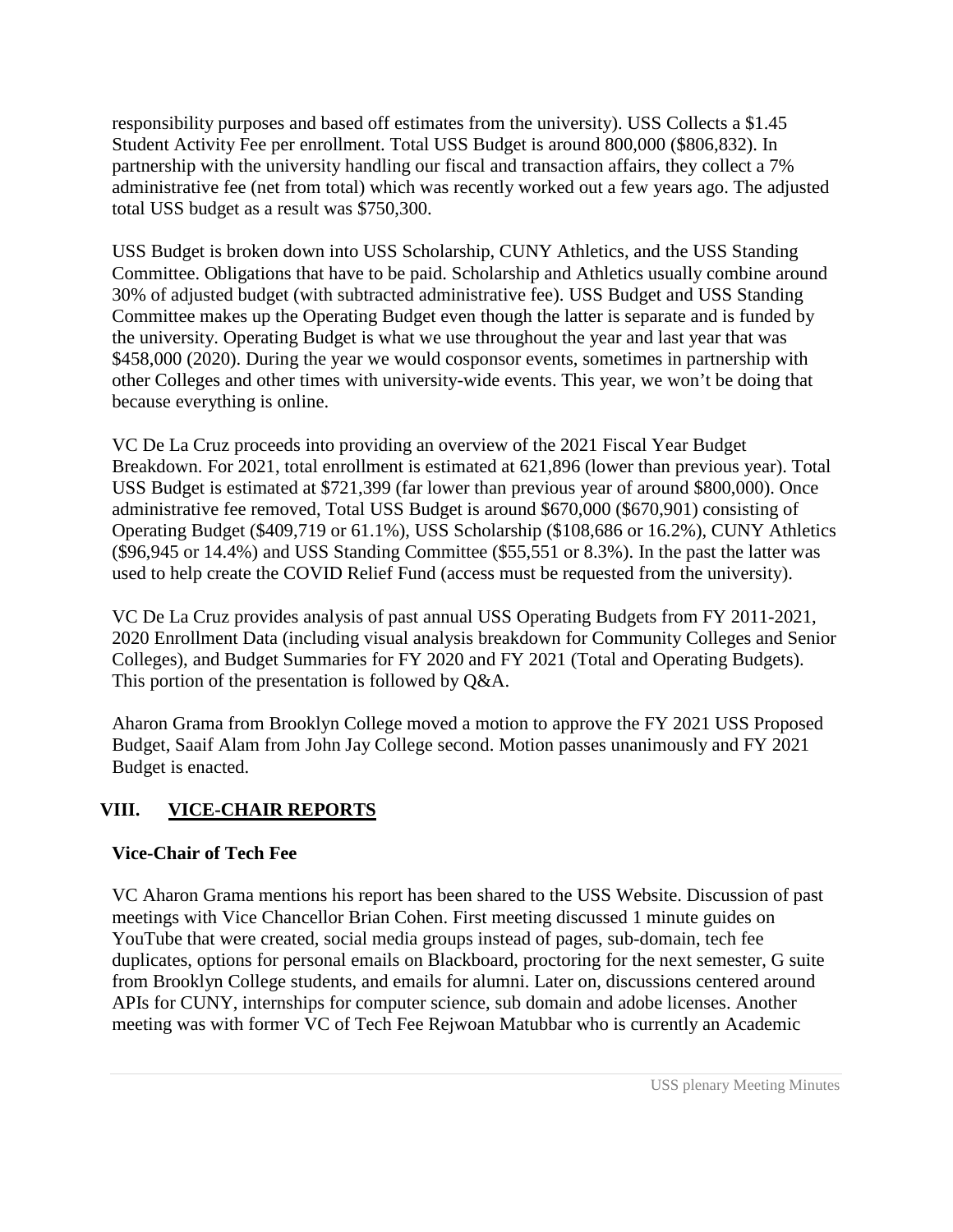responsibility purposes and based off estimates from the university). USS Collects a $1.45 Student Activity Fee per enrollment. Total USS Budget is around 800,000 ($806,832). In partnership with the university handling our fiscal and transaction affairs, they collect a 7% administrative fee (net from total) which was recently worked out a few years ago. The adjusted total USS budget as a result was $750,300.

USS Budget is broken down into USS Scholarship, CUNY Athletics, and the USS Standing Committee. Obligations that have to be paid. Scholarship and Athletics usually combine around 30% of adjusted budget (with subtracted administrative fee). USS Budget and USS Standing Committee makes up the Operating Budget even though the latter is separate and is funded by the university. Operating Budget is what we use throughout the year and last year that was $458,000 (2020). During the year we would cosponsor events, sometimes in partnership with other Colleges and other times with university-wide events. This year, we won't be doing that because everything is online.

VC De La Cruz proceeds into providing an overview of the 2021 Fiscal Year Budget Breakdown. For 2021, total enrollment is estimated at 621,896 (lower than previous year). Total USS Budget is estimated at $721,399 (far lower than previous year of around $800,000). Once administrative fee removed, Total USS Budget is around $670,000 ($670,901) consisting of Operating Budget ($409,719 or 61.1%), USS Scholarship ($108,686 or 16.2%), CUNY Athletics ($96,945 or 14.4%) and USS Standing Committee ($55,551 or 8.3%). In the past the latter was used to help create the COVID Relief Fund (access must be requested from the university).

VC De La Cruz provides analysis of past annual USS Operating Budgets from FY 2011-2021, 2020 Enrollment Data (including visual analysis breakdown for Community Colleges and Senior Colleges), and Budget Summaries for FY 2020 and FY 2021 (Total and Operating Budgets). This portion of the presentation is followed by Q&A.

Aharon Grama from Brooklyn College moved a motion to approve the FY 2021 USS Proposed Budget, Saaif Alam from John Jay College second. Motion passes unanimously and FY 2021 Budget is enacted.

## VIII. VICE-CHAIR REPORTS

**Vice-Chair of Tech Fee**

VC Aharon Grama mentions his report has been shared to the USS Website. Discussion of past meetings with Vice Chancellor Brian Cohen. First meeting discussed 1 minute guides on YouTube that were created, social media groups instead of pages, sub-domain, tech fee duplicates, options for personal emails on Blackboard, proctoring for the next semester, G suite from Brooklyn College students, and emails for alumni. Later on, discussions centered around APIs for CUNY, internships for computer science, sub domain and adobe licenses. Another meeting was with former VC of Tech Fee Rejwoan Matubbar who is currently an Academic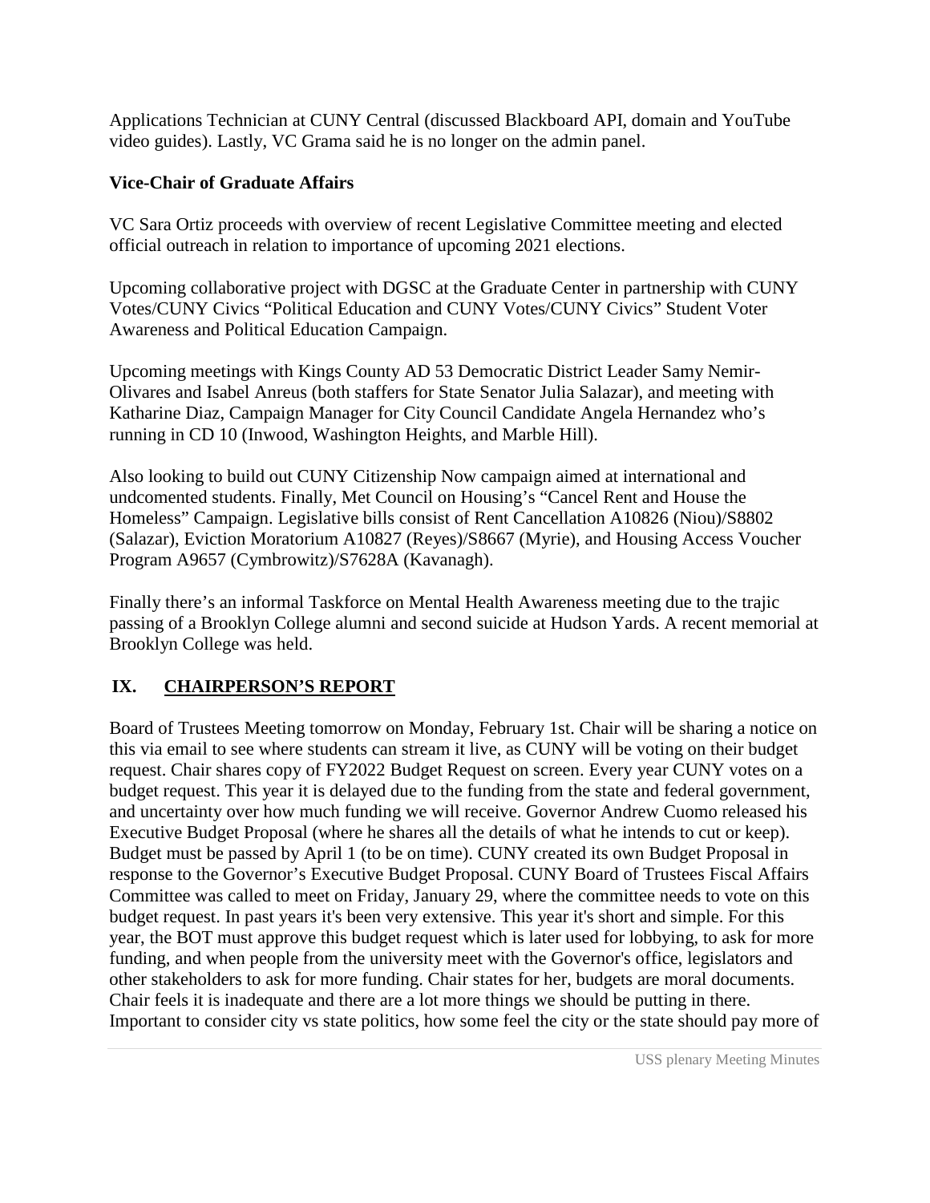Applications Technician at CUNY Central (discussed Blackboard API, domain and YouTube video guides). Lastly, VC Grama said he is no longer on the admin panel.

**Vice-Chair of Graduate Affairs**

VC Sara Ortiz proceeds with overview of recent Legislative Committee meeting and elected official outreach in relation to importance of upcoming 2021 elections.

Upcoming collaborative project with DGSC at the Graduate Center in partnership with CUNY Votes/CUNY Civics "Political Education and CUNY Votes/CUNY Civics" Student Voter Awareness and Political Education Campaign.

Upcoming meetings with Kings County AD 53 Democratic District Leader Samy Nemir-Olivares and Isabel Anreus (both staffers for State Senator Julia Salazar), and meeting with Katharine Diaz, Campaign Manager for City Council Candidate Angela Hernandez who's running in CD 10 (Inwood, Washington Heights, and Marble Hill).

Also looking to build out CUNY Citizenship Now campaign aimed at international and undcomented students. Finally, Met Council on Housing's "Cancel Rent and House the Homeless" Campaign. Legislative bills consist of Rent Cancellation A10826 (Niou)/S8802 (Salazar), Eviction Moratorium A10827 (Reyes)/S8667 (Myrie), and Housing Access Voucher Program A9657 (Cymbrowitz)/S7628A (Kavanagh).

Finally there's an informal Taskforce on Mental Health Awareness meeting due to the trajic passing of a Brooklyn College alumni and second suicide at Hudson Yards. A recent memorial at Brooklyn College was held.

## IX. CHAIRPERSON'S REPORT

Board of Trustees Meeting tomorrow on Monday, February 1st. Chair will be sharing a notice on this via email to see where students can stream it live, as CUNY will be voting on their budget request. Chair shares copy of FY2022 Budget Request on screen. Every year CUNY votes on a budget request. This year it is delayed due to the funding from the state and federal government, and uncertainty over how much funding we will receive. Governor Andrew Cuomo released his Executive Budget Proposal (where he shares all the details of what he intends to cut or keep). Budget must be passed by April 1 (to be on time). CUNY created its own Budget Proposal in response to the Governor's Executive Budget Proposal. CUNY Board of Trustees Fiscal Affairs Committee was called to meet on Friday, January 29, where the committee needs to vote on this budget request. In past years it's been very extensive. This year it's short and simple. For this year, the BOT must approve this budget request which is later used for lobbying, to ask for more funding, and when people from the university meet with the Governor's office, legislators and other stakeholders to ask for more funding. Chair states for her, budgets are moral documents. Chair feels it is inadequate and there are a lot more things we should be putting in there. Important to consider city vs state politics, how some feel the city or the state should pay more of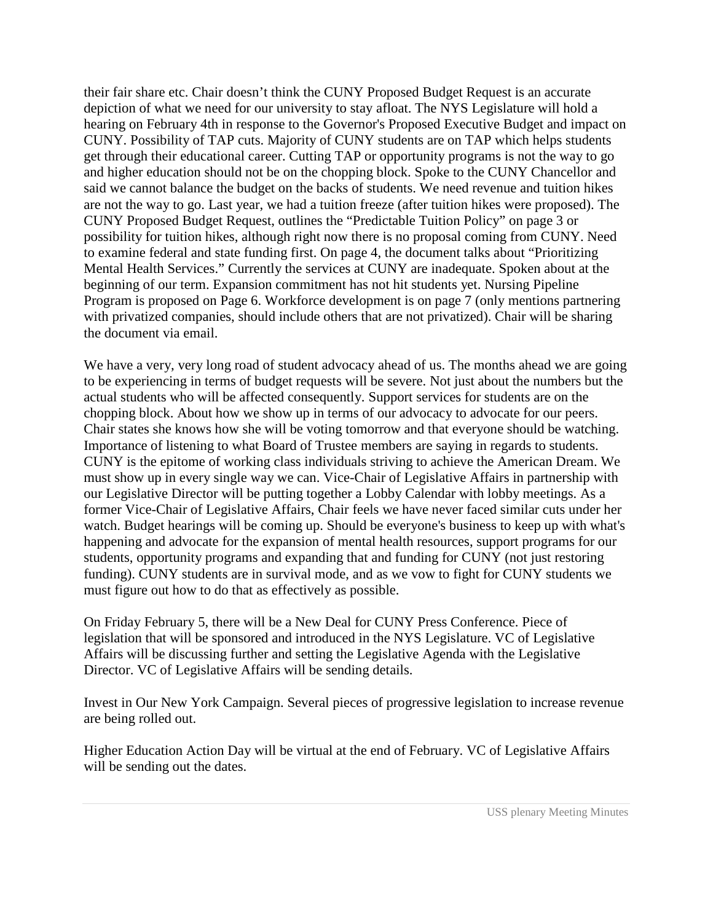their fair share etc. Chair doesn't think the CUNY Proposed Budget Request is an accurate depiction of what we need for our university to stay afloat. The NYS Legislature will hold a hearing on February 4th in response to the Governor's Proposed Executive Budget and impact on CUNY. Possibility of TAP cuts. Majority of CUNY students are on TAP which helps students get through their educational career. Cutting TAP or opportunity programs is not the way to go and higher education should not be on the chopping block. Spoke to the CUNY Chancellor and said we cannot balance the budget on the backs of students. We need revenue and tuition hikes are not the way to go. Last year, we had a tuition freeze (after tuition hikes were proposed). The CUNY Proposed Budget Request, outlines the "Predictable Tuition Policy" on page 3 or possibility for tuition hikes, although right now there is no proposal coming from CUNY. Need to examine federal and state funding first. On page 4, the document talks about "Prioritizing Mental Health Services." Currently the services at CUNY are inadequate. Spoken about at the beginning of our term. Expansion commitment has not hit students yet. Nursing Pipeline Program is proposed on Page 6. Workforce development is on page 7 (only mentions partnering with privatized companies, should include others that are not privatized). Chair will be sharing the document via email.

We have a very, very long road of student advocacy ahead of us. The months ahead we are going to be experiencing in terms of budget requests will be severe. Not just about the numbers but the actual students who will be affected consequently. Support services for students are on the chopping block. About how we show up in terms of our advocacy to advocate for our peers. Chair states she knows how she will be voting tomorrow and that everyone should be watching. Importance of listening to what Board of Trustee members are saying in regards to students. CUNY is the epitome of working class individuals striving to achieve the American Dream. We must show up in every single way we can. Vice-Chair of Legislative Affairs in partnership with our Legislative Director will be putting together a Lobby Calendar with lobby meetings. As a former Vice-Chair of Legislative Affairs, Chair feels we have never faced similar cuts under her watch. Budget hearings will be coming up. Should be everyone's business to keep up with what's happening and advocate for the expansion of mental health resources, support programs for our students, opportunity programs and expanding that and funding for CUNY (not just restoring funding). CUNY students are in survival mode, and as we vow to fight for CUNY students we must figure out how to do that as effectively as possible.

On Friday February 5, there will be a New Deal for CUNY Press Conference. Piece of legislation that will be sponsored and introduced in the NYS Legislature. VC of Legislative Affairs will be discussing further and setting the Legislative Agenda with the Legislative Director. VC of Legislative Affairs will be sending details.

Invest in Our New York Campaign. Several pieces of progressive legislation to increase revenue are being rolled out.

Higher Education Action Day will be virtual at the end of February. VC of Legislative Affairs will be sending out the dates.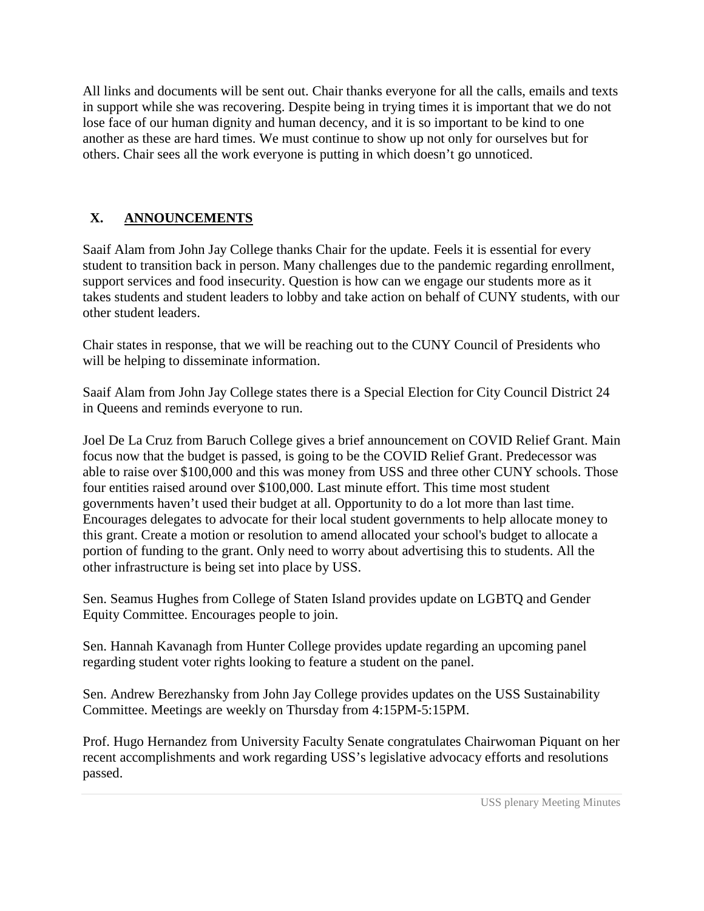All links and documents will be sent out. Chair thanks everyone for all the calls, emails and texts in support while she was recovering. Despite being in trying times it is important that we do not lose face of our human dignity and human decency, and it is so important to be kind to one another as these are hard times. We must continue to show up not only for ourselves but for others. Chair sees all the work everyone is putting in which doesn't go unnoticed.

## X. ANNOUNCEMENTS

Saaif Alam from John Jay College thanks Chair for the update. Feels it is essential for every student to transition back in person. Many challenges due to the pandemic regarding enrollment, support services and food insecurity. Question is how can we engage our students more as it takes students and student leaders to lobby and take action on behalf of CUNY students, with our other student leaders.

Chair states in response, that we will be reaching out to the CUNY Council of Presidents who will be helping to disseminate information.

Saaif Alam from John Jay College states there is a Special Election for City Council District 24 in Queens and reminds everyone to run.

Joel De La Cruz from Baruch College gives a brief announcement on COVID Relief Grant. Main focus now that the budget is passed, is going to be the COVID Relief Grant. Predecessor was able to raise over $100,000 and this was money from USS and three other CUNY schools. Those four entities raised around over $100,000. Last minute effort. This time most student governments haven't used their budget at all. Opportunity to do a lot more than last time. Encourages delegates to advocate for their local student governments to help allocate money to this grant. Create a motion or resolution to amend allocated your school's budget to allocate a portion of funding to the grant. Only need to worry about advertising this to students. All the other infrastructure is being set into place by USS.

Sen. Seamus Hughes from College of Staten Island provides update on LGBTQ and Gender Equity Committee. Encourages people to join.

Sen. Hannah Kavanagh from Hunter College provides update regarding an upcoming panel regarding student voter rights looking to feature a student on the panel.

Sen. Andrew Berezhansky from John Jay College provides updates on the USS Sustainability Committee. Meetings are weekly on Thursday from 4:15PM-5:15PM.

Prof. Hugo Hernandez from University Faculty Senate congratulates Chairwoman Piquant on her recent accomplishments and work regarding USS's legislative advocacy efforts and resolutions passed.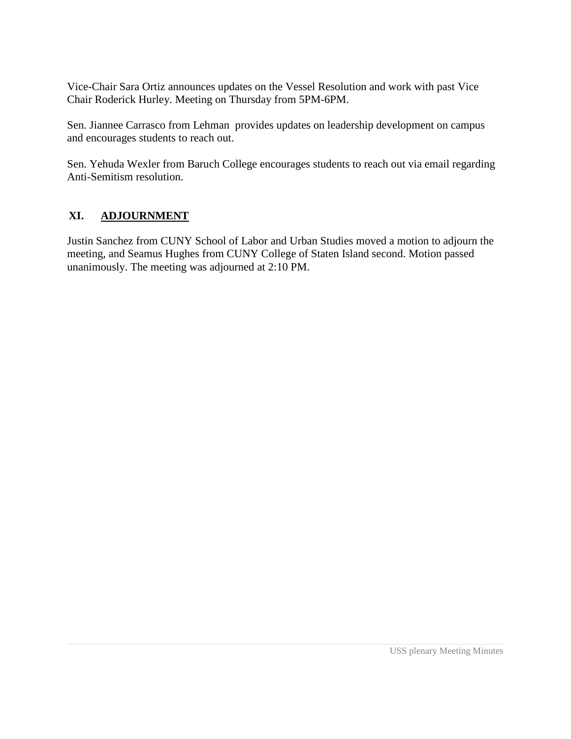Vice-Chair Sara Ortiz announces updates on the Vessel Resolution and work with past Vice Chair Roderick Hurley. Meeting on Thursday from 5PM-6PM.

Sen. Jiannee Carrasco from Lehman provides updates on leadership development on campus and encourages students to reach out.

Sen. Yehuda Wexler from Baruch College encourages students to reach out via email regarding Anti-Semitism resolution.

## XI. ADJOURNMENT

Justin Sanchez from CUNY School of Labor and Urban Studies moved a motion to adjourn the meeting, and Seamus Hughes from CUNY College of Staten Island second. Motion passed unanimously. The meeting was adjourned at 2:10 PM.